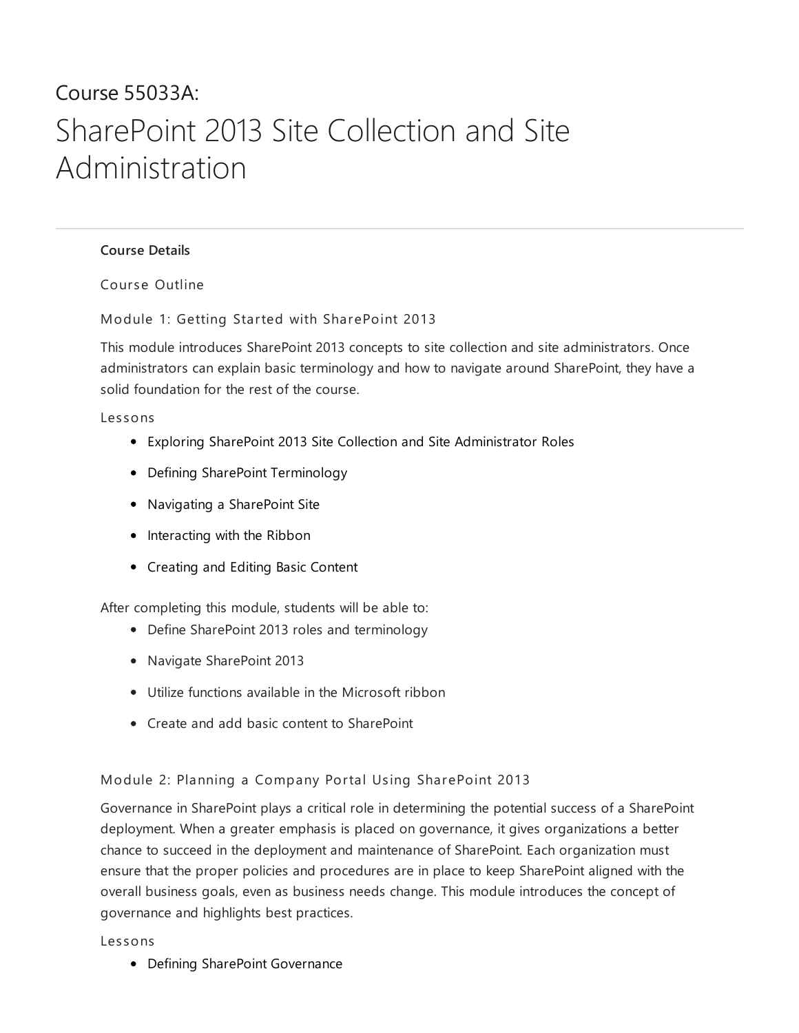Course 55033A:

# SharePoint 2013 Site Collection and Site Administration

---

**Course Details**

## Course Outline

### Module 1: Getting Started with SharePoint 2013

This module introduces SharePoint 2013 concepts to site collection and site administrators. Once administrators can explain basic terminology and how to navigate around SharePoint, they have a solid foundation for the rest of the course.

Lessons

- Exploring SharePoint 2013 Site Collection and Site Administrator Roles
- Defining SharePoint Terminology
- Navigating a SharePoint Site
- Interacting with the Ribbon
- Creating and Editing Basic Content

After completing this module, students will be able to:

- Define SharePoint 2013 roles and terminology
- Navigate SharePoint 2013
- Utilize functions available in the Microsoft ribbon
- Create and add basic content to SharePoint

### Module 2: Planning a Company Portal Using SharePoint 2013

Governance in SharePoint plays a critical role in determining the potential success of a SharePoint deployment. When a greater emphasis is placed on governance, it gives organizations a better chance to succeed in the deployment and maintenance of SharePoint. Each organization must ensure that the proper policies and procedures are in place to keep SharePoint aligned with the overall business goals, even as business needs change. This module introduces the concept of governance and highlights best practices.

Lessons

- Defining SharePoint Governance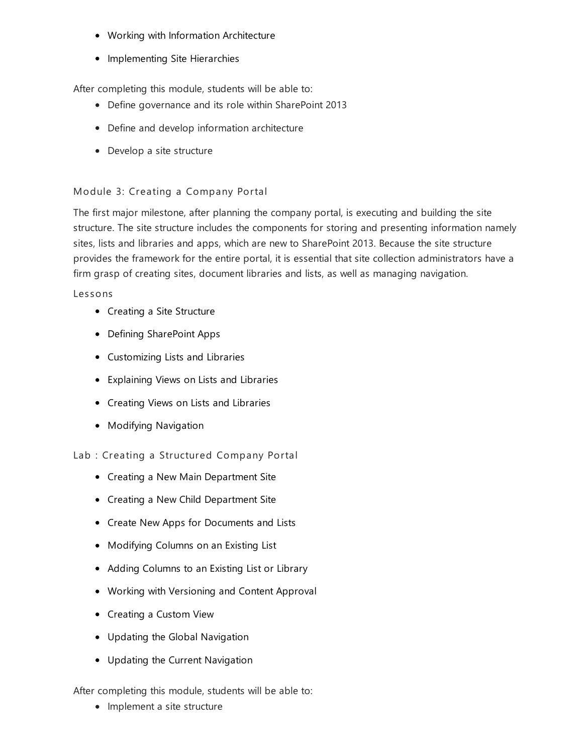- Working with Information Architecture
- Implementing Site Hierarchies

After completing this module, students will be able to:

- Define governance and its role within SharePoint 2013
- Define and develop information architecture
- Develop a site structure

### Module 3: Creating a Company Portal

The first major milestone, after planning the company portal, is executing and building the site structure. The site structure includes the components for storing and presenting information namely sites, lists and libraries and apps, which are new to SharePoint 2013. Because the site structure provides the framework for the entire portal, it is essential that site collection administrators have a firm grasp of creating sites, document libraries and lists, as well as managing navigation.

#### Lessons

- Creating a Site Structure
- Defining SharePoint Apps
- Customizing Lists and Libraries
- Explaining Views on Lists and Libraries
- Creating Views on Lists and Libraries
- Modifying Navigation

#### Lab : Creating a Structured Company Portal

- Creating a New Main Department Site
- Creating a New Child Department Site
- Create New Apps for Documents and Lists
- Modifying Columns on an Existing List
- Adding Columns to an Existing List or Library
- Working with Versioning and Content Approval
- Creating a Custom View
- Updating the Global Navigation
- Updating the Current Navigation

After completing this module, students will be able to:

- Implement a site structure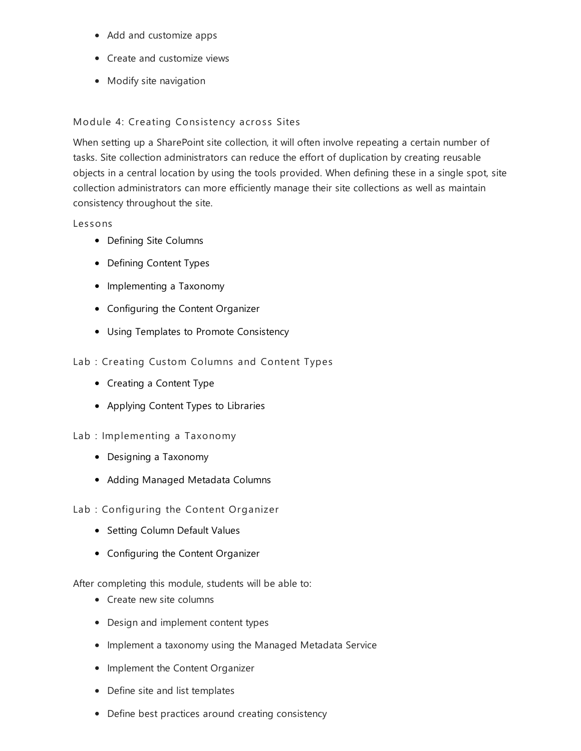- Add and customize apps
- Create and customize views
- Modify site navigation

### Module 4: Creating Consistency across Sites

When setting up a SharePoint site collection, it will often involve repeating a certain number of tasks. Site collection administrators can reduce the effort of duplication by creating reusable objects in a central location by using the tools provided. When defining these in a single spot, site collection administrators can more efficiently manage their site collections as well as maintain consistency throughout the site.

#### Lessons

- Defining Site Columns
- Defining Content Types
- Implementing a Taxonomy
- Configuring the Content Organizer
- Using Templates to Promote Consistency

#### Lab : Creating Custom Columns and Content Types

- Creating a Content Type
- Applying Content Types to Libraries

#### Lab : Implementing a Taxonomy

- Designing a Taxonomy
- Adding Managed Metadata Columns

#### Lab : Configuring the Content Organizer

- Setting Column Default Values
- Configuring the Content Organizer

After completing this module, students will be able to:

- Create new site columns
- Design and implement content types
- Implement a taxonomy using the Managed Metadata Service
- Implement the Content Organizer
- Define site and list templates
- Define best practices around creating consistency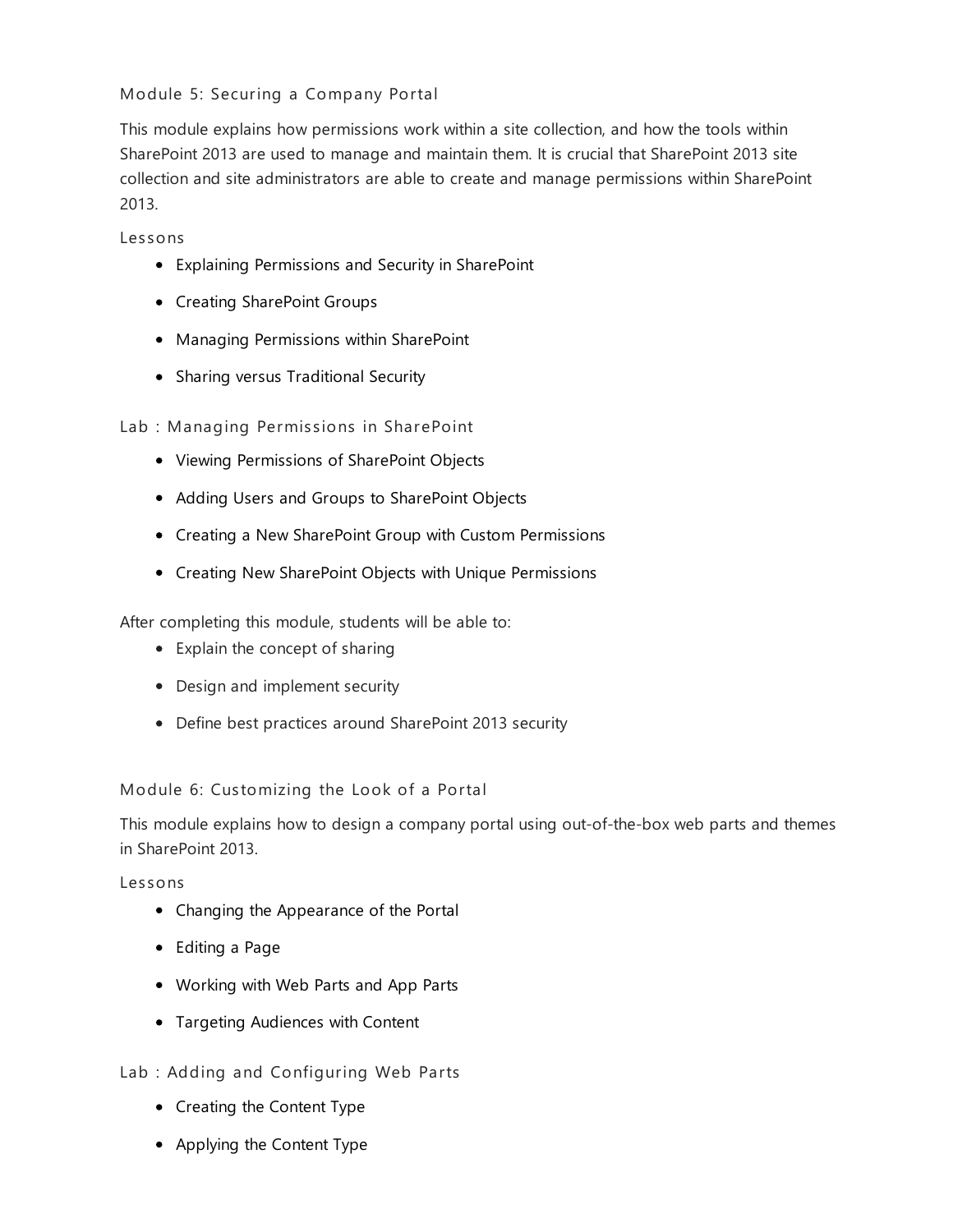## Module 5: Securing a Company Portal

This module explains how permissions work within a site collection, and how the tools within SharePoint 2013 are used to manage and maintain them. It is crucial that SharePoint 2013 site collection and site administrators are able to create and manage permissions within SharePoint 2013.

### Lessons

- Explaining Permissions and Security in SharePoint
- Creating SharePoint Groups
- Managing Permissions within SharePoint
- Sharing versus Traditional Security

### Lab : Managing Permissions in SharePoint

- Viewing Permissions of SharePoint Objects
- Adding Users and Groups to SharePoint Objects
- Creating a New SharePoint Group with Custom Permissions
- Creating New SharePoint Objects with Unique Permissions

After completing this module, students will be able to:

- Explain the concept of sharing
- Design and implement security
- Define best practices around SharePoint 2013 security

## Module 6: Customizing the Look of a Portal

This module explains how to design a company portal using out-of-the-box web parts and themes in SharePoint 2013.

### Lessons

- Changing the Appearance of the Portal
- Editing a Page
- Working with Web Parts and App Parts
- Targeting Audiences with Content

### Lab : Adding and Configuring Web Parts

- Creating the Content Type
- Applying the Content Type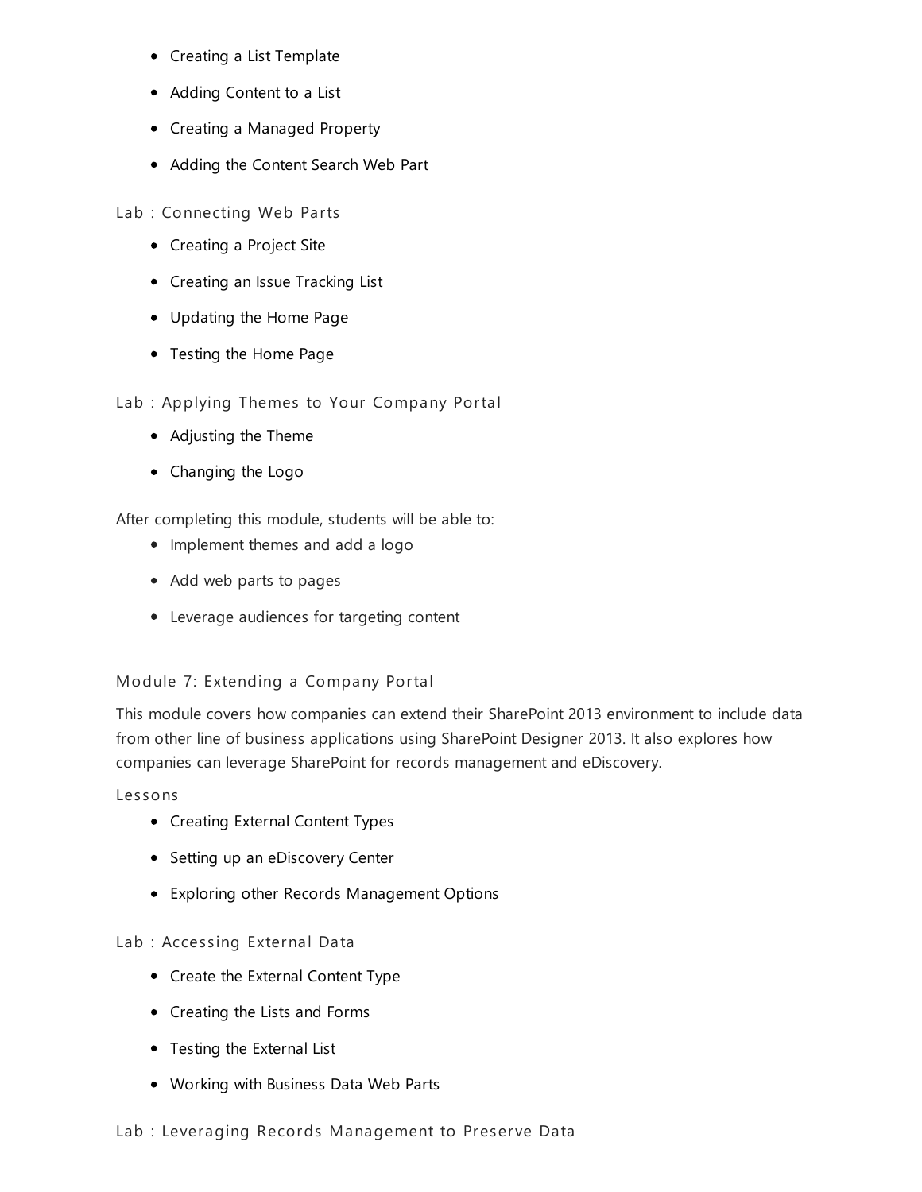- Creating a List Template
- Adding Content to a List
- Creating a Managed Property
- Adding the Content Search Web Part

### Lab : Connecting Web Parts

- Creating a Project Site
- Creating an Issue Tracking List
- Updating the Home Page
- Testing the Home Page

### Lab : Applying Themes to Your Company Portal

- Adjusting the Theme
- Changing the Logo

After completing this module, students will be able to:

- Implement themes and add a logo
- Add web parts to pages
- Leverage audiences for targeting content

## Module 7: Extending a Company Portal

This module covers how companies can extend their SharePoint 2013 environment to include data from other line of business applications using SharePoint Designer 2013. It also explores how companies can leverage SharePoint for records management and eDiscovery.

### Lessons

- Creating External Content Types
- Setting up an eDiscovery Center
- Exploring other Records Management Options

### Lab : Accessing External Data

- Create the External Content Type
- Creating the Lists and Forms
- Testing the External List
- Working with Business Data Web Parts

### Lab : Leveraging Records Management to Preserve Data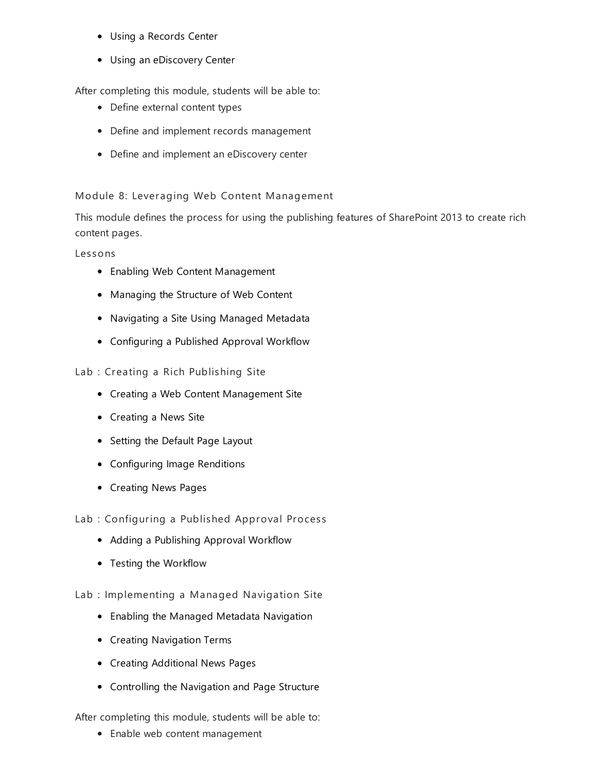- Using a Records Center
- Using an eDiscovery Center

After completing this module, students will be able to:

- Define external content types
- Define and implement records management
- Define and implement an eDiscovery center

### Module 8: Leveraging Web Content Management

This module defines the process for using the publishing features of SharePoint 2013 to create rich content pages.

#### Lessons

- Enabling Web Content Management
- Managing the Structure of Web Content
- Navigating a Site Using Managed Metadata
- Configuring a Published Approval Workflow

#### Lab : Creating a Rich Publishing Site

- Creating a Web Content Management Site
- Creating a News Site
- Setting the Default Page Layout
- Configuring Image Renditions
- Creating News Pages

#### Lab : Configuring a Published Approval Process

- Adding a Publishing Approval Workflow
- Testing the Workflow

#### Lab : Implementing a Managed Navigation Site

- Enabling the Managed Metadata Navigation
- Creating Navigation Terms
- Creating Additional News Pages
- Controlling the Navigation and Page Structure

After completing this module, students will be able to:

- Enable web content management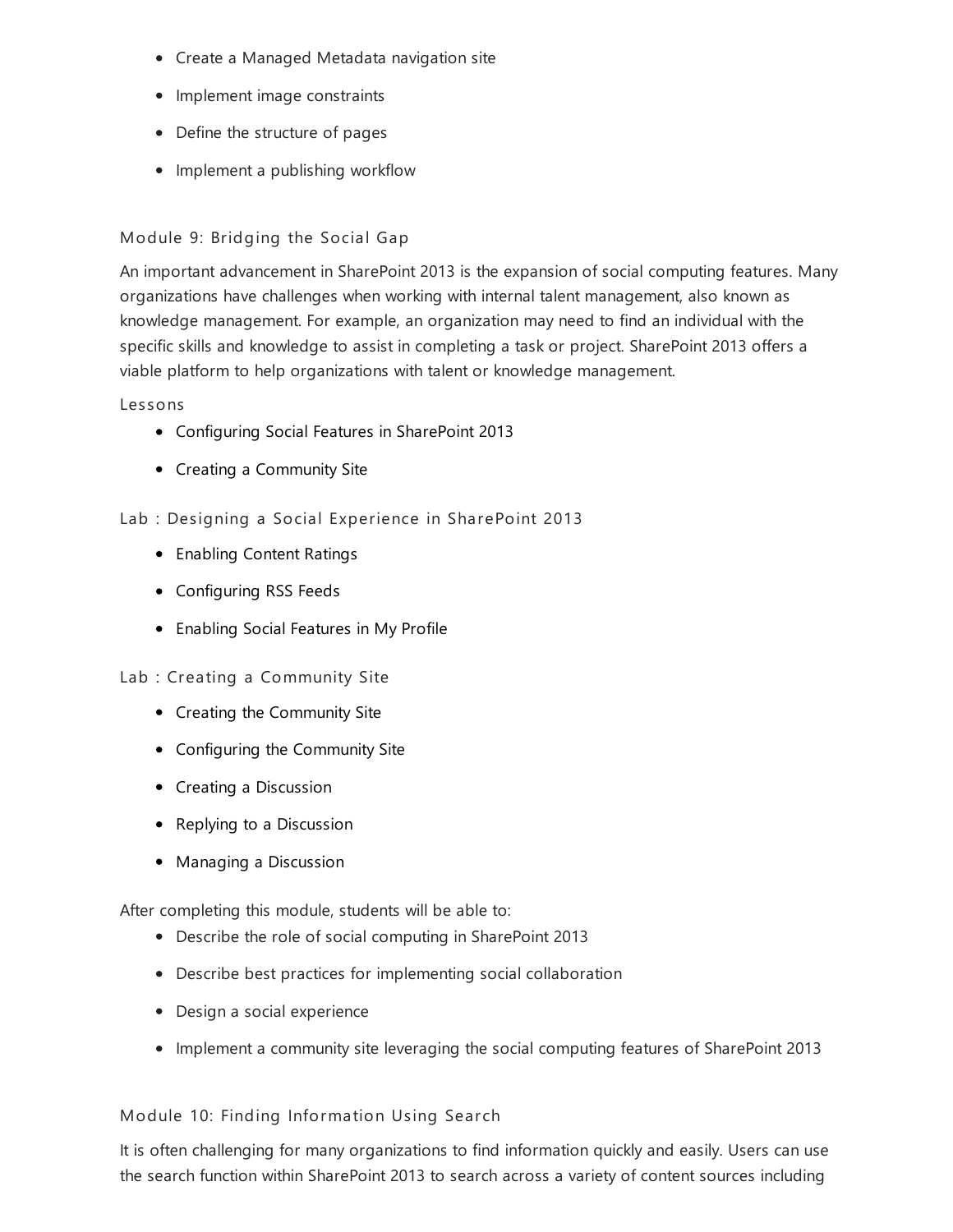- Create a Managed Metadata navigation site
- Implement image constraints
- Define the structure of pages
- Implement a publishing workflow

### Module 9: Bridging the Social Gap

An important advancement in SharePoint 2013 is the expansion of social computing features. Many organizations have challenges when working with internal talent management, also known as knowledge management. For example, an organization may need to find an individual with the specific skills and knowledge to assist in completing a task or project. SharePoint 2013 offers a viable platform to help organizations with talent or knowledge management.

Lessons

- Configuring Social Features in SharePoint 2013
- Creating a Community Site

Lab : Designing a Social Experience in SharePoint 2013

- Enabling Content Ratings
- Configuring RSS Feeds
- Enabling Social Features in My Profile

Lab : Creating a Community Site

- Creating the Community Site
- Configuring the Community Site
- Creating a Discussion
- Replying to a Discussion
- Managing a Discussion

After completing this module, students will be able to:

- Describe the role of social computing in SharePoint 2013
- Describe best practices for implementing social collaboration
- Design a social experience
- Implement a community site leveraging the social computing features of SharePoint 2013

### Module 10: Finding Information Using Search

It is often challenging for many organizations to find information quickly and easily. Users can use the search function within SharePoint 2013 to search across a variety of content sources including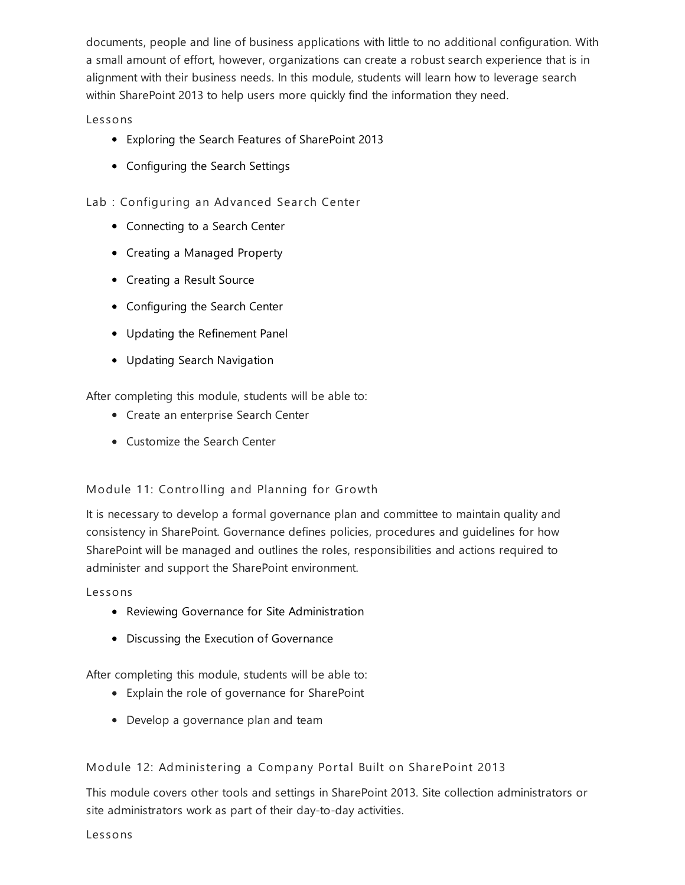documents, people and line of business applications with little to no additional configuration. With a small amount of effort, however, organizations can create a robust search experience that is in alignment with their business needs. In this module, students will learn how to leverage search within SharePoint 2013 to help users more quickly find the information they need.

Lessons

- Exploring the Search Features of SharePoint 2013
- Configuring the Search Settings

Lab : Configuring an Advanced Search Center

- Connecting to a Search Center
- Creating a Managed Property
- Creating a Result Source
- Configuring the Search Center
- Updating the Refinement Panel
- Updating Search Navigation

After completing this module, students will be able to:

- Create an enterprise Search Center
- Customize the Search Center

### Module 11: Controlling and Planning for Growth

It is necessary to develop a formal governance plan and committee to maintain quality and consistency in SharePoint. Governance defines policies, procedures and guidelines for how SharePoint will be managed and outlines the roles, responsibilities and actions required to administer and support the SharePoint environment.

Lessons

- Reviewing Governance for Site Administration
- Discussing the Execution of Governance

After completing this module, students will be able to:

- Explain the role of governance for SharePoint
- Develop a governance plan and team

### Module 12: Administering a Company Portal Built on SharePoint 2013

This module covers other tools and settings in SharePoint 2013. Site collection administrators or site administrators work as part of their day-to-day activities.

Lessons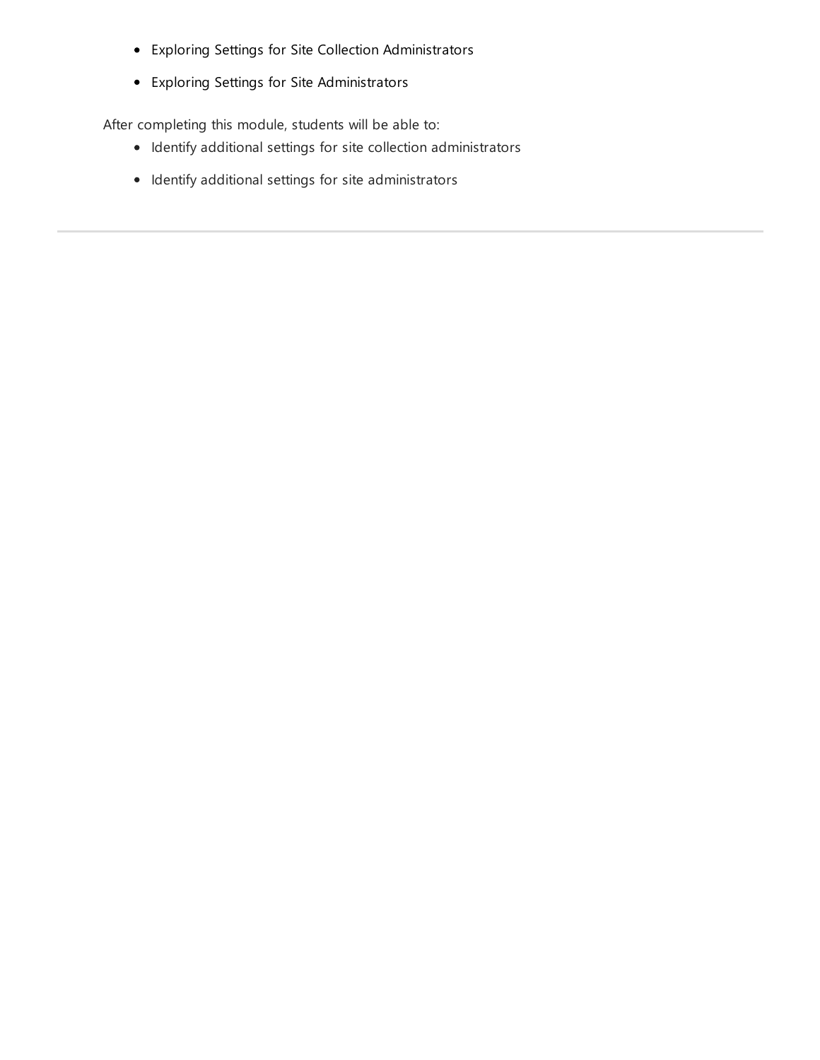- Exploring Settings for Site Collection Administrators
- Exploring Settings for Site Administrators

After completing this module, students will be able to:

- Identify additional settings for site collection administrators
- Identify additional settings for site administrators

---